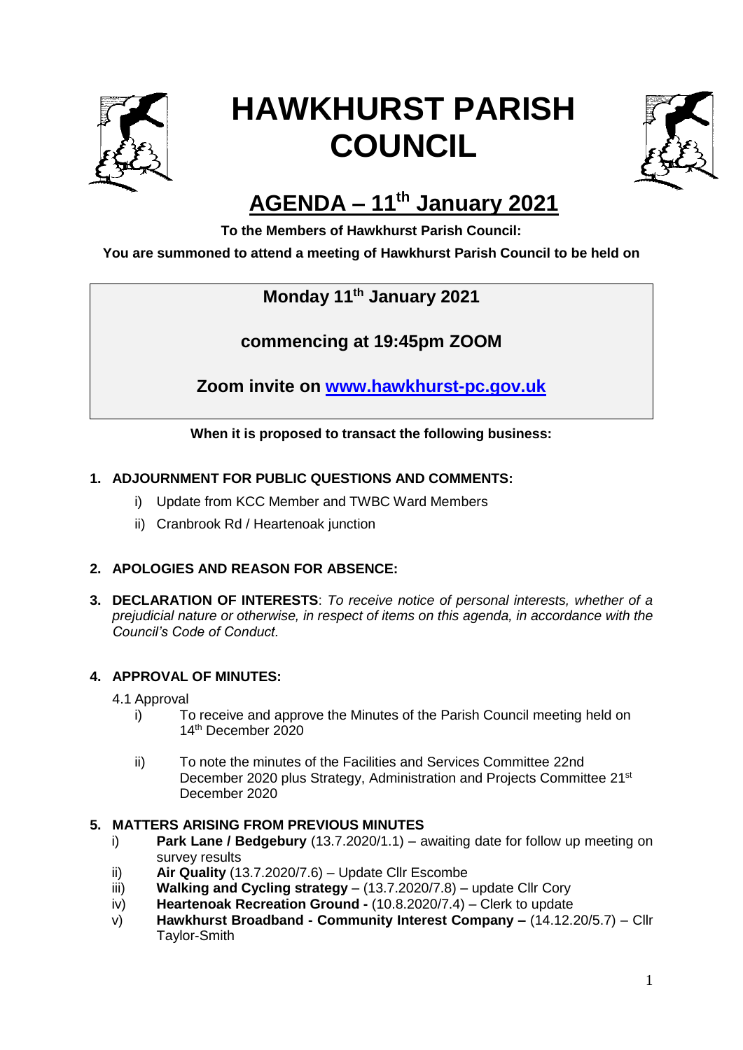# HAWKHURST PARISH COUNCIL

## AGENDA – 11th January 2021

**To the Members of Hawkhurst Parish Council:**

**You are summoned to attend a meeting of Hawkhurst Parish Council to be held on**

**Monday 11th January 2021**

**commencing at 19:45pm ZOOM**

**Zoom invite on [www.hawkhurst-pc.gov.uk](www.hawkhurst-pc.gov.uk)**

**When it is proposed to transact the following business:**

1. **ADJOURNMENT FOR PUBLIC QUESTIONS AND COMMENTS:**
    i) Update from KCC Member and TWBC Ward Members
    ii) Cranbrook Rd / Heartenoak junction

2. **APOLOGIES AND REASON FOR ABSENCE:**

3. **DECLARATION OF INTERESTS**: *To receive notice of personal interests, whether of a prejudicial nature or otherwise, in respect of items on this agenda, in accordance with the Council's Code of Conduct.*

4. **APPROVAL OF MINUTES:**

    4.1 Approval
    i) To receive and approve the Minutes of the Parish Council meeting held on 14th December 2020
    ii) To note the minutes of the Facilities and Services Committee 22nd December 2020 plus Strategy, Administration and Projects Committee 21st December 2020

5. **MATTERS ARISING FROM PREVIOUS MINUTES**
    i) **Park Lane / Bedgebury** (13.7.2020/1.1) – awaiting date for follow up meeting on survey results
    ii) **Air Quality** (13.7.2020/7.6) – Update Cllr Escombe
    iii) **Walking and Cycling strategy** – (13.7.2020/7.8) – update Cllr Cory
    iv) **Heartenoak Recreation Ground -** (10.8.2020/7.4) – Clerk to update
    v) **Hawkhurst Broadband - Community Interest Company –** (14.12.20/5.7) – Cllr Taylor-Smith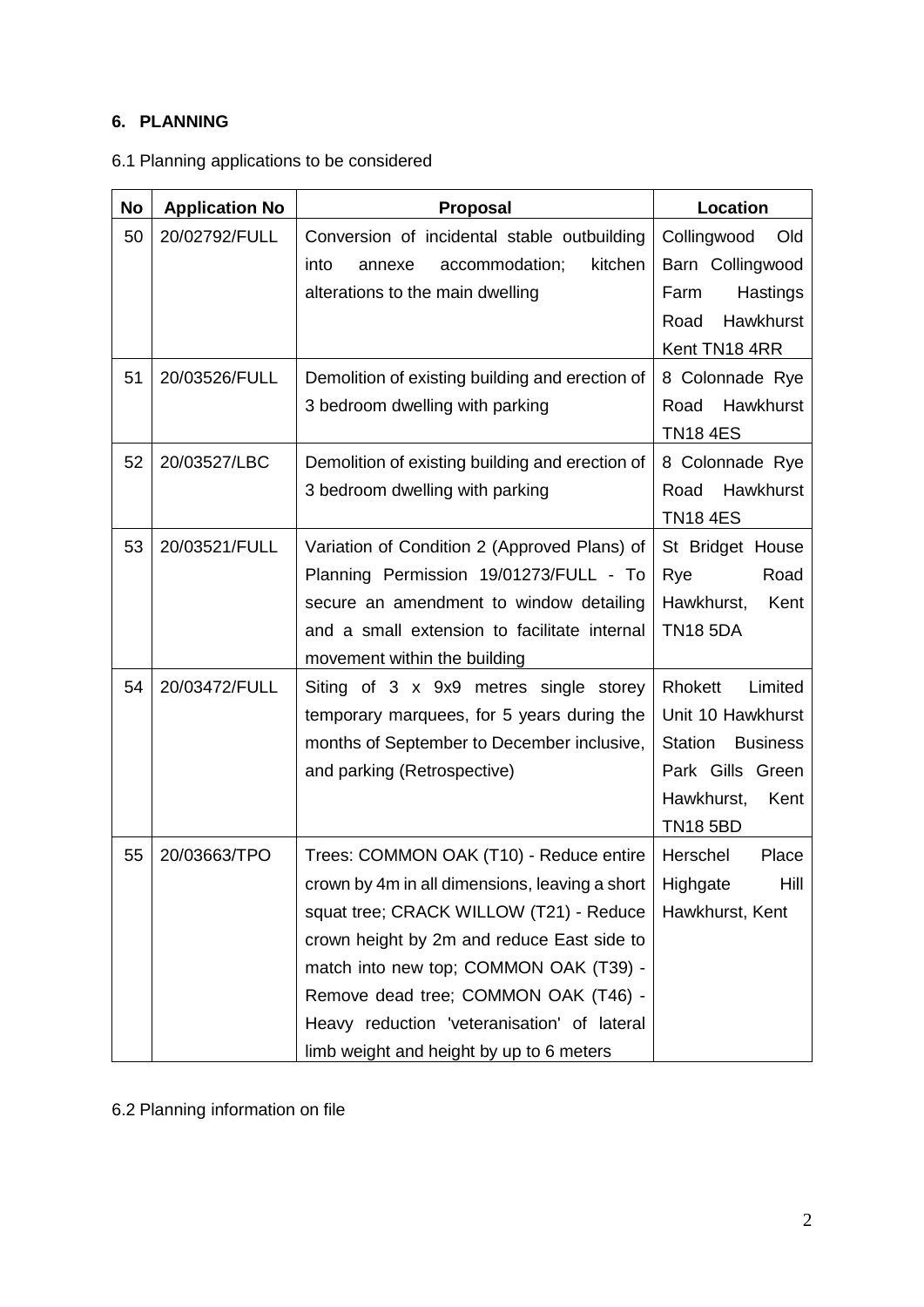## 6. PLANNING

6.1 Planning applications to be considered

| No | Application No | Proposal | Location |
|---|---|---|---|
| 50 | 20/02792/FULL | Conversion of incidental stable outbuilding into annexe accommodation; kitchen alterations to the main dwelling | Collingwood Old Barn Collingwood Farm Hastings Road Hawkhurst Kent TN18 4RR |
| 51 | 20/03526/FULL | Demolition of existing building and erection of 3 bedroom dwelling with parking | 8 Colonnade Rye Road Hawkhurst TN18 4ES |
| 52 | 20/03527/LBC | Demolition of existing building and erection of 3 bedroom dwelling with parking | 8 Colonnade Rye Road Hawkhurst TN18 4ES |
| 53 | 20/03521/FULL | Variation of Condition 2 (Approved Plans) of Planning Permission 19/01273/FULL - To secure an amendment to window detailing and a small extension to facilitate internal movement within the building | St Bridget House Rye Road Hawkhurst, Kent TN18 5DA |
| 54 | 20/03472/FULL | Siting of 3 x 9x9 metres single storey temporary marquees, for 5 years during the months of September to December inclusive, and parking (Retrospective) | Rhokett Limited Unit 10 Hawkhurst Station Business Park Gills Green Hawkhurst, Kent TN18 5BD |
| 55 | 20/03663/TPO | Trees: COMMON OAK (T10) - Reduce entire crown by 4m in all dimensions, leaving a short squat tree; CRACK WILLOW (T21) - Reduce crown height by 2m and reduce East side to match into new top; COMMON OAK (T39) - Remove dead tree; COMMON OAK (T46) - Heavy reduction 'veteranisation' of lateral limb weight and height by up to 6 meters | Herschel Place Highgate Hill Hawkhurst, Kent |

6.2 Planning information on file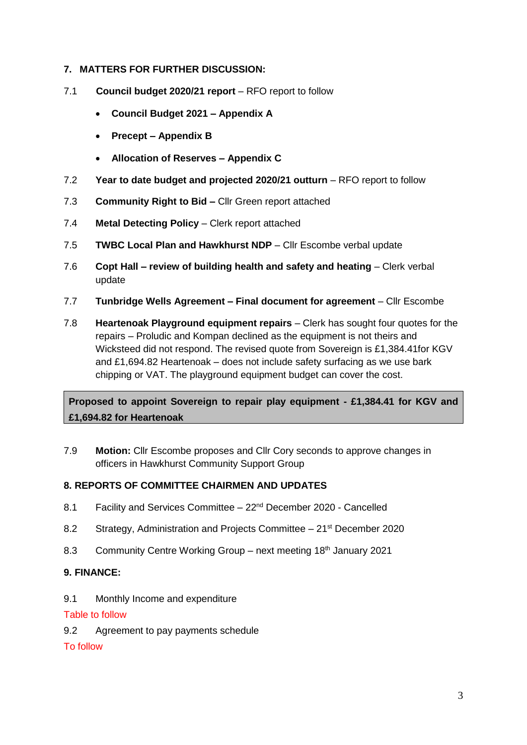## 7. MATTERS FOR FURTHER DISCUSSION:

7.1 **Council budget 2020/21 report** – RFO report to follow

- **Council Budget 2021 – Appendix A**
- **Precept – Appendix B**
- **Allocation of Reserves – Appendix C**

7.2 **Year to date budget and projected 2020/21 outturn** – RFO report to follow

7.3 **Community Right to Bid –** Cllr Green report attached

7.4 **Metal Detecting Policy** – Clerk report attached

7.5 **TWBC Local Plan and Hawkhurst NDP** – Cllr Escombe verbal update

7.6 **Copt Hall – review of building health and safety and heating** – Clerk verbal update

7.7 **Tunbridge Wells Agreement – Final document for agreement** – Cllr Escombe

7.8 **Heartenoak Playground equipment repairs** – Clerk has sought four quotes for the repairs – Proludic and Kompan declined as the equipment is not theirs and Wicksteed did not respond. The revised quote from Sovereign is £1,384.41for KGV and £1,694.82 Heartenoak – does not include safety surfacing as we use bark chipping or VAT. The playground equipment budget can cover the cost.

| **Proposed to appoint Sovereign to repair play equipment - £1,384.41 for KGV and £1,694.82 for Heartenoak** |
|---|

7.9 **Motion:** Cllr Escombe proposes and Cllr Cory seconds to approve changes in officers in Hawkhurst Community Support Group

## 8. REPORTS OF COMMITTEE CHAIRMEN AND UPDATES

8.1 Facility and Services Committee – 22nd December 2020 - Cancelled

8.2 Strategy, Administration and Projects Committee – 21st December 2020

8.3 Community Centre Working Group – next meeting 18th January 2021

## 9. FINANCE:

9.1 Monthly Income and expenditure

Table to follow

9.2 Agreement to pay payments schedule

To follow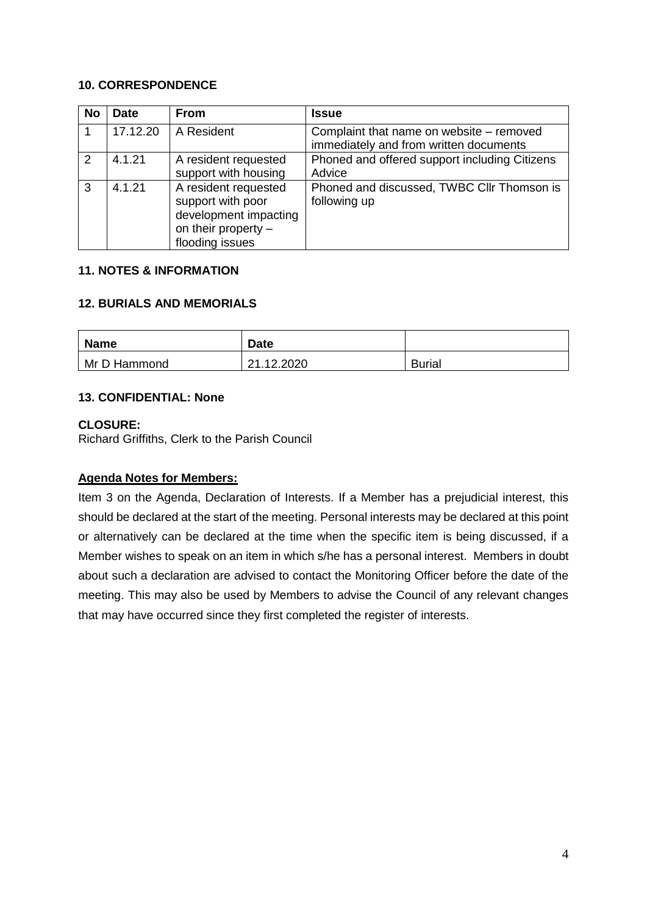**10. CORRESPONDENCE**

| No | Date | From | Issue |
|---|---|---|---|
| 1 | 17.12.20 | A Resident | Complaint that name on website – removed immediately and from written documents |
| 2 | 4.1.21 | A resident requested support with housing | Phoned and offered support including Citizens Advice |
| 3 | 4.1.21 | A resident requested support with poor development impacting on their property – flooding issues | Phoned and discussed, TWBC Cllr Thomson is following up |

**11. NOTES & INFORMATION**

**12. BURIALS AND MEMORIALS**

| Name | Date | |
|---|---|---|
| Mr D Hammond | 21.12.2020 | Burial |

**13. CONFIDENTIAL: None**

**CLOSURE:**
Richard Griffiths, Clerk to the Parish Council

**Agenda Notes for Members:**

Item 3 on the Agenda, Declaration of Interests. If a Member has a prejudicial interest, this should be declared at the start of the meeting. Personal interests may be declared at this point or alternatively can be declared at the time when the specific item is being discussed, if a Member wishes to speak on an item in which s/he has a personal interest. Members in doubt about such a declaration are advised to contact the Monitoring Officer before the date of the meeting. This may also be used by Members to advise the Council of any relevant changes that may have occurred since they first completed the register of interests.